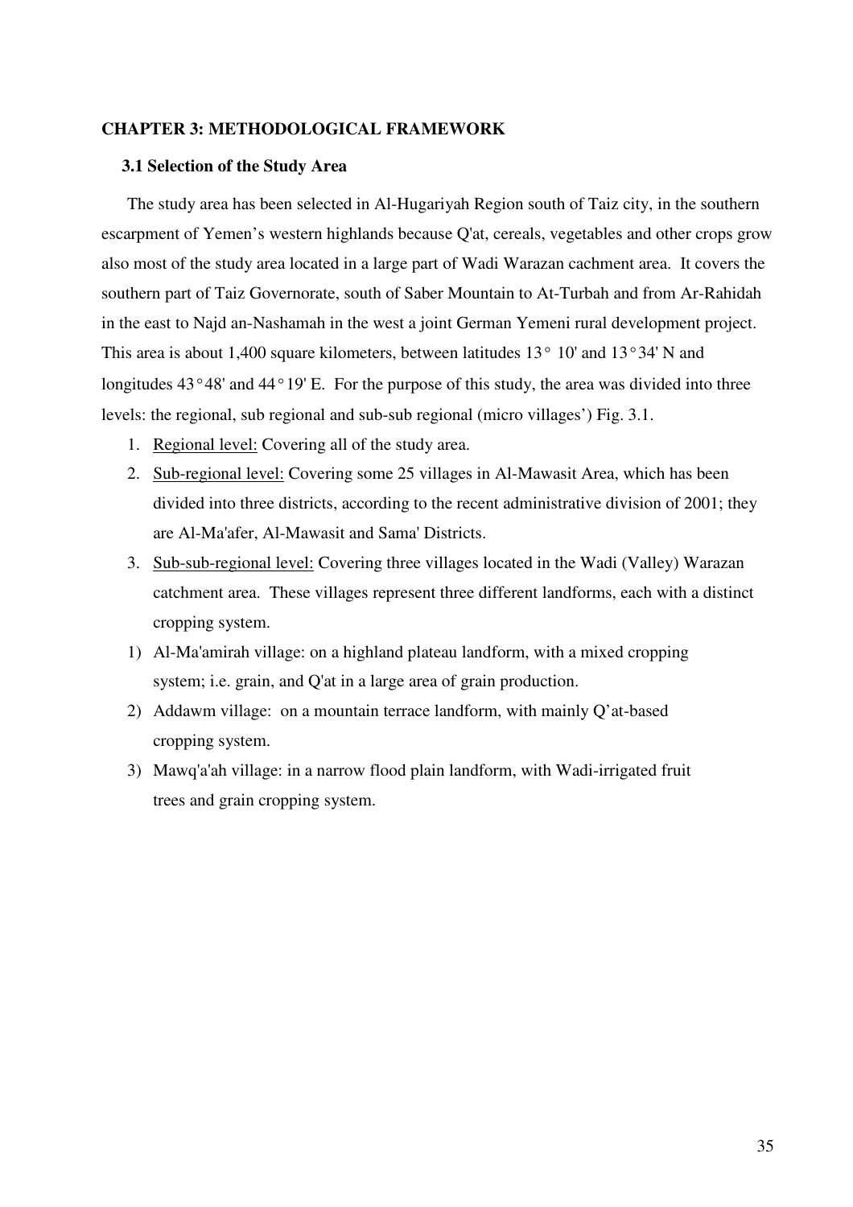# CHAPTER 3: METHODOLOGICAL FRAMEWORK

## 3.1 Selection of the Study Area

The study area has been selected in Al-Hugariyah Region south of Taiz city, in the southern escarpment of Yemen's western highlands because Q'at, cereals, vegetables and other crops grow also most of the study area located in a large part of Wadi Warazan cachment area. It covers the southern part of Taiz Governorate, south of Saber Mountain to At-Turbah and from Ar-Rahidah in the east to Najd an-Nashamah in the west a joint German Yemeni rural development project. This area is about 1,400 square kilometers, between latitudes 13° 10' and 13°34' N and longitudes 43°48' and 44°19' E. For the purpose of this study, the area was divided into three levels: the regional, sub regional and sub-sub regional (micro villages') Fig. 3.1.

1. Regional level: Covering all of the study area.
2. Sub-regional level: Covering some 25 villages in Al-Mawasit Area, which has been divided into three districts, according to the recent administrative division of 2001; they are Al-Ma'afer, Al-Mawasit and Sama' Districts.
3. Sub-sub-regional level: Covering three villages located in the Wadi (Valley) Warazan catchment area. These villages represent three different landforms, each with a distinct cropping system.

1) Al-Ma'amirah village: on a highland plateau landform, with a mixed cropping system; i.e. grain, and Q'at in a large area of grain production.
2) Addawm village: on a mountain terrace landform, with mainly Q'at-based cropping system.
3) Mawq'a'ah village: in a narrow flood plain landform, with Wadi-irrigated fruit trees and grain cropping system.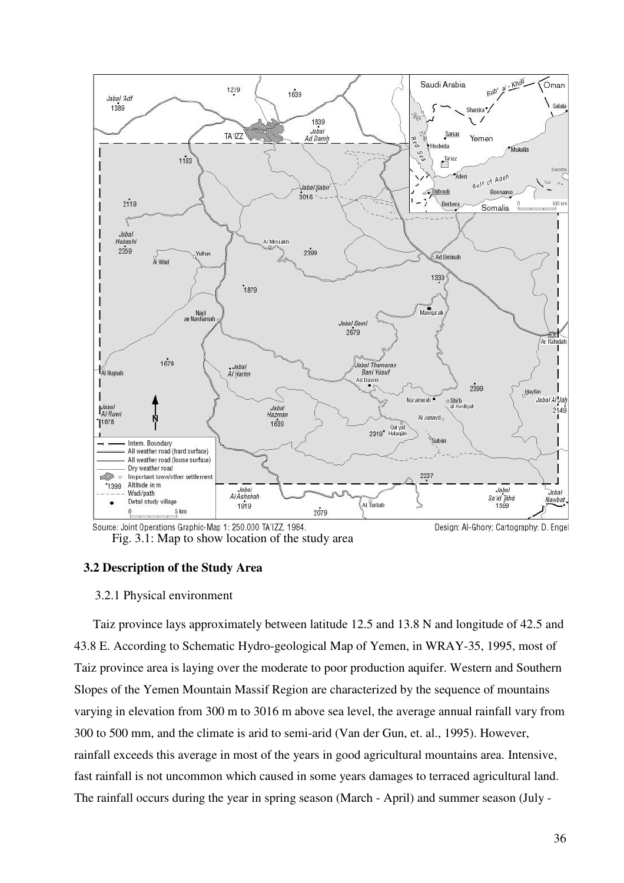Source: Joint Operations Graphic-Map 1: 250.000 TA'IZZ, 1984. Design: Al-Ghory; Cartography: D. Engel

Fig. 3.1: Map to show location of the study area

## 3.2 Description of the Study Area

### 3.2.1 Physical environment

Taiz province lays approximately between latitude 12.5 and 13.8 N and longitude of 42.5 and 43.8 E. According to Schematic Hydro-geological Map of Yemen, in WRAY-35, 1995, most of Taiz province area is laying over the moderate to poor production aquifer. Western and Southern Slopes of the Yemen Mountain Massif Region are characterized by the sequence of mountains varying in elevation from 300 m to 3016 m above sea level, the average annual rainfall vary from 300 to 500 mm, and the climate is arid to semi-arid (Van der Gun, et. al., 1995). However, rainfall exceeds this average in most of the years in good agricultural mountains area. Intensive, fast rainfall is not uncommon which caused in some years damages to terraced agricultural land. The rainfall occurs during the year in spring season (March - April) and summer season (July -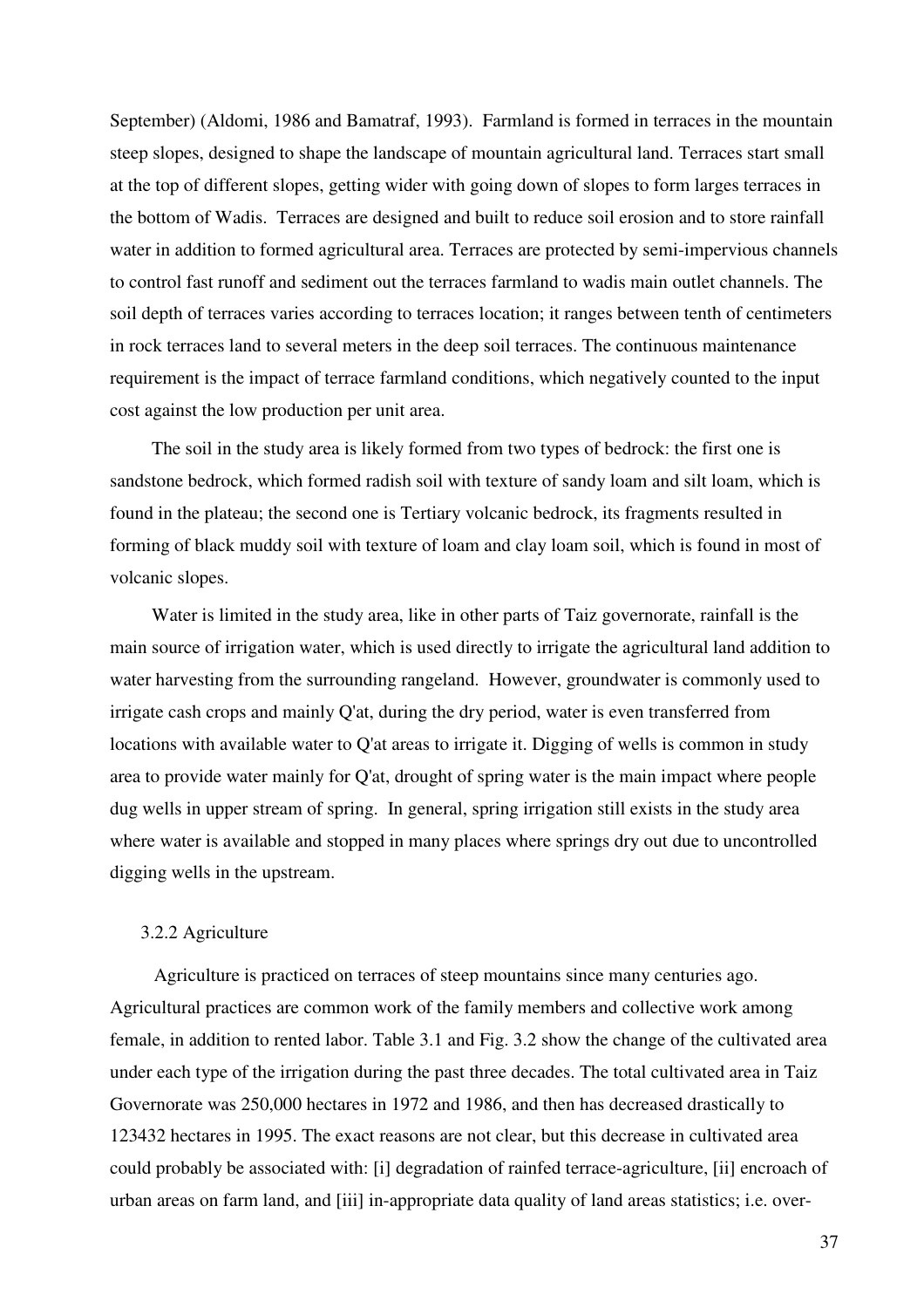September) (Aldomi, 1986 and Bamatraf, 1993). Farmland is formed in terraces in the mountain steep slopes, designed to shape the landscape of mountain agricultural land. Terraces start small at the top of different slopes, getting wider with going down of slopes to form larges terraces in the bottom of Wadis. Terraces are designed and built to reduce soil erosion and to store rainfall water in addition to formed agricultural area. Terraces are protected by semi-impervious channels to control fast runoff and sediment out the terraces farmland to wadis main outlet channels. The soil depth of terraces varies according to terraces location; it ranges between tenth of centimeters in rock terraces land to several meters in the deep soil terraces. The continuous maintenance requirement is the impact of terrace farmland conditions, which negatively counted to the input cost against the low production per unit area.

The soil in the study area is likely formed from two types of bedrock: the first one is sandstone bedrock, which formed radish soil with texture of sandy loam and silt loam, which is found in the plateau; the second one is Tertiary volcanic bedrock, its fragments resulted in forming of black muddy soil with texture of loam and clay loam soil, which is found in most of volcanic slopes.

Water is limited in the study area, like in other parts of Taiz governorate, rainfall is the main source of irrigation water, which is used directly to irrigate the agricultural land addition to water harvesting from the surrounding rangeland. However, groundwater is commonly used to irrigate cash crops and mainly Q'at, during the dry period, water is even transferred from locations with available water to Q'at areas to irrigate it. Digging of wells is common in study area to provide water mainly for Q'at, drought of spring water is the main impact where people dug wells in upper stream of spring. In general, spring irrigation still exists in the study area where water is available and stopped in many places where springs dry out due to uncontrolled digging wells in the upstream.

### 3.2.2 Agriculture

Agriculture is practiced on terraces of steep mountains since many centuries ago. Agricultural practices are common work of the family members and collective work among female, in addition to rented labor. Table 3.1 and Fig. 3.2 show the change of the cultivated area under each type of the irrigation during the past three decades. The total cultivated area in Taiz Governorate was 250,000 hectares in 1972 and 1986, and then has decreased drastically to 123432 hectares in 1995. The exact reasons are not clear, but this decrease in cultivated area could probably be associated with: [i] degradation of rainfed terrace-agriculture, [ii] encroach of urban areas on farm land, and [iii] in-appropriate data quality of land areas statistics; i.e. over-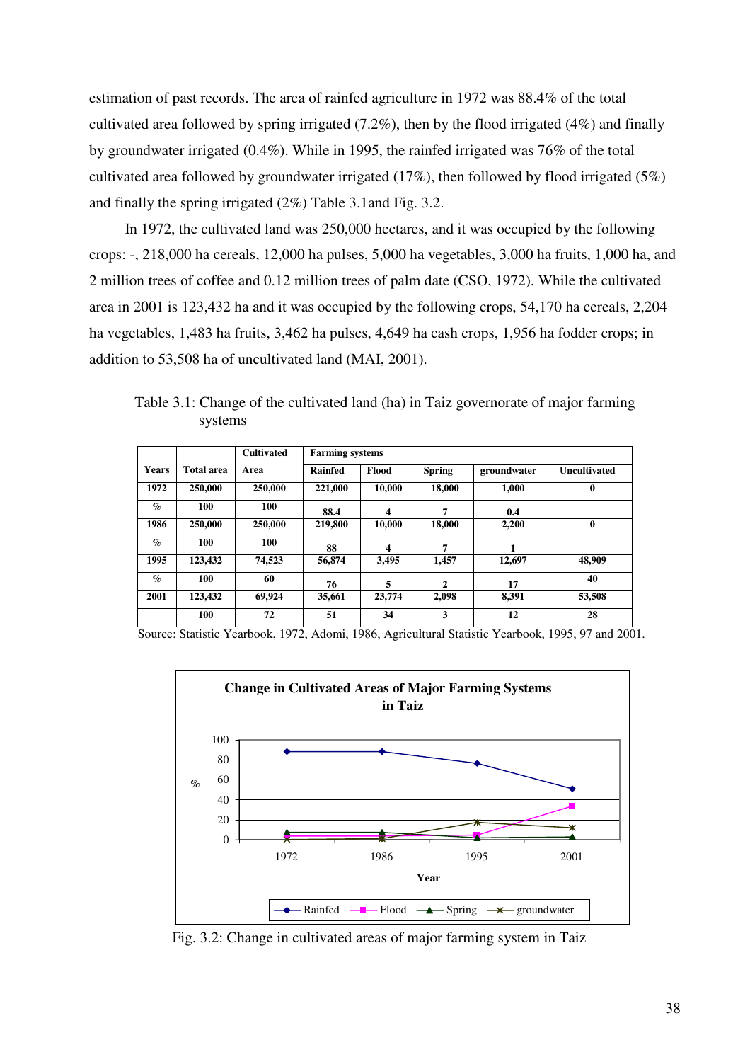estimation of past records. The area of rainfed agriculture in 1972 was 88.4% of the total cultivated area followed by spring irrigated (7.2%), then by the flood irrigated (4%) and finally by groundwater irrigated (0.4%). While in 1995, the rainfed irrigated was 76% of the total cultivated area followed by groundwater irrigated (17%), then followed by flood irrigated (5%) and finally the spring irrigated (2%) Table 3.1and Fig. 3.2.

In 1972, the cultivated land was 250,000 hectares, and it was occupied by the following crops: -, 218,000 ha cereals, 12,000 ha pulses, 5,000 ha vegetables, 3,000 ha fruits, 1,000 ha, and 2 million trees of coffee and 0.12 million trees of palm date (CSO, 1972). While the cultivated area in 2001 is 123,432 ha and it was occupied by the following crops, 54,170 ha cereals, 2,204 ha vegetables, 1,483 ha fruits, 3,462 ha pulses, 4,649 ha cash crops, 1,956 ha fodder crops; in addition to 53,508 ha of uncultivated land (MAI, 2001).

Table 3.1: Change of the cultivated land (ha) in Taiz governorate of major farming systems

| Years | Total area | Cultivated Area | Farming systems Rainfed | Flood | Spring | groundwater | Uncultivated |
|---|---|---|---|---|---|---|---|
| 1972 | 250,000 | 250,000 | 221,000 | 10,000 | 18,000 | 1,000 | 0 |
| % | 100 | 100 | 88.4 | 4 | 7 | 0.4 | |
| 1986 | 250,000 | 250,000 | 219,800 | 10,000 | 18,000 | 2,200 | 0 |
| % | 100 | 100 | 88 | 4 | 7 | 1 | |
| 1995 | 123,432 | 74,523 | 56,874 | 3,495 | 1,457 | 12,697 | 48,909 |
| % | 100 | 60 | 76 | 5 | 2 | 17 | 40 |
| 2001 | 123,432 | 69,924 | 35,661 | 23,774 | 2,098 | 8,391 | 53,508 |
| | 100 | 72 | 51 | 34 | 3 | 12 | 28 |

Source: Statistic Yearbook, 1972, Adomi, 1986, Agricultural Statistic Yearbook, 1995, 97 and 2001.

Fig. 3.2: Change in cultivated areas of major farming system in Taiz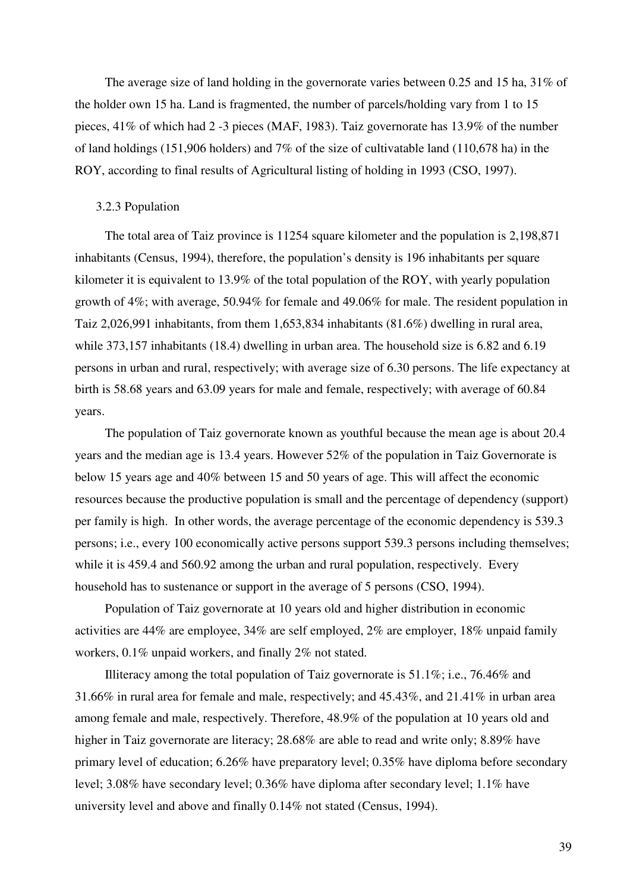The average size of land holding in the governorate varies between 0.25 and 15 ha, 31% of the holder own 15 ha. Land is fragmented, the number of parcels/holding vary from 1 to 15 pieces, 41% of which had 2 -3 pieces (MAF, 1983). Taiz governorate has 13.9% of the number of land holdings (151,906 holders) and 7% of the size of cultivatable land (110,678 ha) in the ROY, according to final results of Agricultural listing of holding in 1993 (CSO, 1997).

### 3.2.3 Population

The total area of Taiz province is 11254 square kilometer and the population is 2,198,871 inhabitants (Census, 1994), therefore, the population's density is 196 inhabitants per square kilometer it is equivalent to 13.9% of the total population of the ROY, with yearly population growth of 4%; with average, 50.94% for female and 49.06% for male. The resident population in Taiz 2,026,991 inhabitants, from them 1,653,834 inhabitants (81.6%) dwelling in rural area, while 373,157 inhabitants (18.4) dwelling in urban area. The household size is 6.82 and 6.19 persons in urban and rural, respectively; with average size of 6.30 persons. The life expectancy at birth is 58.68 years and 63.09 years for male and female, respectively; with average of 60.84 years.

The population of Taiz governorate known as youthful because the mean age is about 20.4 years and the median age is 13.4 years. However 52% of the population in Taiz Governorate is below 15 years age and 40% between 15 and 50 years of age. This will affect the economic resources because the productive population is small and the percentage of dependency (support) per family is high. In other words, the average percentage of the economic dependency is 539.3 persons; i.e., every 100 economically active persons support 539.3 persons including themselves; while it is 459.4 and 560.92 among the urban and rural population, respectively. Every household has to sustenance or support in the average of 5 persons (CSO, 1994).

Population of Taiz governorate at 10 years old and higher distribution in economic activities are 44% are employee, 34% are self employed, 2% are employer, 18% unpaid family workers, 0.1% unpaid workers, and finally 2% not stated.

Illiteracy among the total population of Taiz governorate is 51.1%; i.e., 76.46% and 31.66% in rural area for female and male, respectively; and 45.43%, and 21.41% in urban area among female and male, respectively. Therefore, 48.9% of the population at 10 years old and higher in Taiz governorate are literacy; 28.68% are able to read and write only; 8.89% have primary level of education; 6.26% have preparatory level; 0.35% have diploma before secondary level; 3.08% have secondary level; 0.36% have diploma after secondary level; 1.1% have university level and above and finally 0.14% not stated (Census, 1994).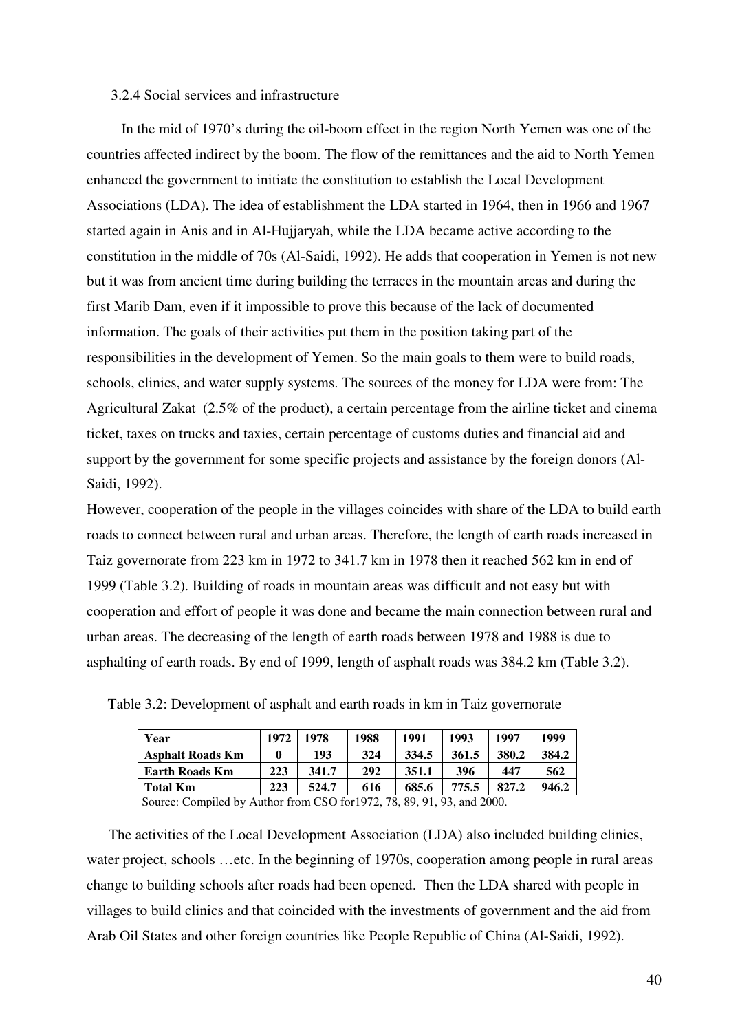### 3.2.4 Social services and infrastructure

In the mid of 1970's during the oil-boom effect in the region North Yemen was one of the countries affected indirect by the boom. The flow of the remittances and the aid to North Yemen enhanced the government to initiate the constitution to establish the Local Development Associations (LDA). The idea of establishment the LDA started in 1964, then in 1966 and 1967 started again in Anis and in Al-Hujjaryah, while the LDA became active according to the constitution in the middle of 70s (Al-Saidi, 1992). He adds that cooperation in Yemen is not new but it was from ancient time during building the terraces in the mountain areas and during the first Marib Dam, even if it impossible to prove this because of the lack of documented information. The goals of their activities put them in the position taking part of the responsibilities in the development of Yemen. So the main goals to them were to build roads, schools, clinics, and water supply systems. The sources of the money for LDA were from: The Agricultural Zakat (2.5% of the product), a certain percentage from the airline ticket and cinema ticket, taxes on trucks and taxies, certain percentage of customs duties and financial aid and support by the government for some specific projects and assistance by the foreign donors (Al-Saidi, 1992).

However, cooperation of the people in the villages coincides with share of the LDA to build earth roads to connect between rural and urban areas. Therefore, the length of earth roads increased in Taiz governorate from 223 km in 1972 to 341.7 km in 1978 then it reached 562 km in end of 1999 (Table 3.2). Building of roads in mountain areas was difficult and not easy but with cooperation and effort of people it was done and became the main connection between rural and urban areas. The decreasing of the length of earth roads between 1978 and 1988 is due to asphalting of earth roads. By end of 1999, length of asphalt roads was 384.2 km (Table 3.2).

Table 3.2: Development of asphalt and earth roads in km in Taiz governorate

| Year | 1972 | 1978 | 1988 | 1991 | 1993 | 1997 | 1999 |
|---|---|---|---|---|---|---|---|
| **Asphalt Roads Km** | **0** | 193 | 324 | 334.5 | 361.5 | 380.2 | 384.2 |
| **Earth Roads Km** | **223** | 341.7 | 292 | 351.1 | 396 | 447 | 562 |
| **Total Km** | **223** | **524.7** | **616** | **685.6** | **775.5** | **827.2** | **946.2** |

Source: Compiled by Author from CSO for1972, 78, 89, 91, 93, and 2000.

The activities of the Local Development Association (LDA) also included building clinics, water project, schools …etc. In the beginning of 1970s, cooperation among people in rural areas change to building schools after roads had been opened. Then the LDA shared with people in villages to build clinics and that coincided with the investments of government and the aid from Arab Oil States and other foreign countries like People Republic of China (Al-Saidi, 1992).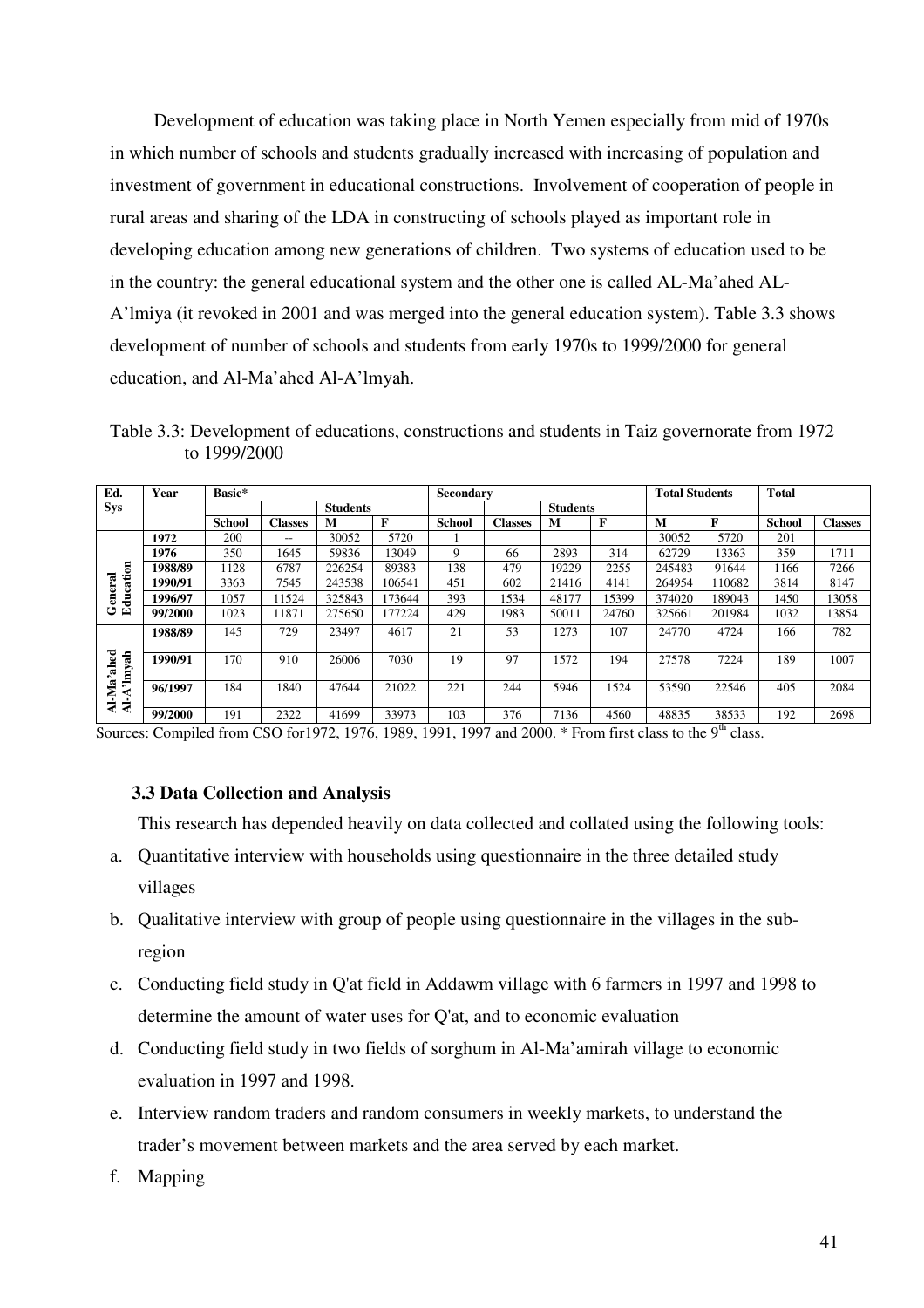Development of education was taking place in North Yemen especially from mid of 1970s in which number of schools and students gradually increased with increasing of population and investment of government in educational constructions. Involvement of cooperation of people in rural areas and sharing of the LDA in constructing of schools played as important role in developing education among new generations of children. Two systems of education used to be in the country: the general educational system and the other one is called AL-Ma'ahed AL-A'lmiya (it revoked in 2001 and was merged into the general education system). Table 3.3 shows development of number of schools and students from early 1970s to 1999/2000 for general education, and Al-Ma'ahed Al-A'lmyah.

Table 3.3: Development of educations, constructions and students in Taiz governorate from 1972 to 1999/2000

| Ed. Sys | Year | Basic* | | | | Secondary | | | | Total Students | | Total | |
|---|---|---|---|---|---|---|---|---|---|---|---|---|---|
| | | | | Students | | | | Students | | | | | |
| | | School | Classes | M | F | School | Classes | M | F | M | F | School | Classes |
| General Education | 1972 | 200 | -- | 30052 | 5720 | 1 | | | | 30052 | 5720 | 201 | |
| | 1976 | 350 | 1645 | 59836 | 13049 | 9 | 66 | 2893 | 314 | 62729 | 13363 | 359 | 1711 |
| | 1988/89 | 1128 | 6787 | 226254 | 89383 | 138 | 479 | 19229 | 2255 | 245483 | 91644 | 1166 | 7266 |
| | 1990/91 | 3363 | 7545 | 243538 | 106541 | 451 | 602 | 21416 | 4141 | 264954 | 110682 | 3814 | 8147 |
| | 1996/97 | 1057 | 11524 | 325843 | 173644 | 393 | 1534 | 48177 | 15399 | 374020 | 189043 | 1450 | 13058 |
| | 99/2000 | 1023 | 11871 | 275650 | 177224 | 429 | 1983 | 50011 | 24760 | 325661 | 201984 | 1032 | 13854 |
| Al-Ma'ahed Al-A'lmyah | 1988/89 | 145 | 729 | 23497 | 4617 | 21 | 53 | 1273 | 107 | 24770 | 4724 | 166 | 782 |
| | 1990/91 | 170 | 910 | 26006 | 7030 | 19 | 97 | 1572 | 194 | 27578 | 7224 | 189 | 1007 |
| | 96/1997 | 184 | 1840 | 47644 | 21022 | 221 | 244 | 5946 | 1524 | 53590 | 22546 | 405 | 2084 |
| | 99/2000 | 191 | 2322 | 41699 | 33973 | 103 | 376 | 7136 | 4560 | 48835 | 38533 | 192 | 2698 |

Sources: Compiled from CSO for1972, 1976, 1989, 1991, 1997 and 2000. * From first class to the 9th class.

### 3.3 Data Collection and Analysis

This research has depended heavily on data collected and collated using the following tools:

a. Quantitative interview with households using questionnaire in the three detailed study villages
b. Qualitative interview with group of people using questionnaire in the villages in the sub-region
c. Conducting field study in Q'at field in Addawm village with 6 farmers in 1997 and 1998 to determine the amount of water uses for Q'at, and to economic evaluation
d. Conducting field study in two fields of sorghum in Al-Ma'amirah village to economic evaluation in 1997 and 1998.
e. Interview random traders and random consumers in weekly markets, to understand the trader's movement between markets and the area served by each market.
f. Mapping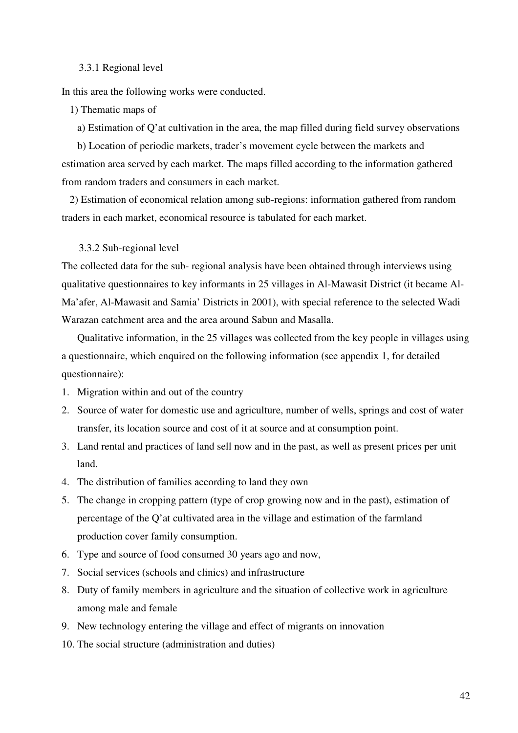### 3.3.1 Regional level

In this area the following works were conducted.

1) Thematic maps of

a) Estimation of Q'at cultivation in the area, the map filled during field survey observations

b) Location of periodic markets, trader's movement cycle between the markets and estimation area served by each market. The maps filled according to the information gathered from random traders and consumers in each market.

2) Estimation of economical relation among sub-regions: information gathered from random traders in each market, economical resource is tabulated for each market.

### 3.3.2 Sub-regional level

The collected data for the sub- regional analysis have been obtained through interviews using qualitative questionnaires to key informants in 25 villages in Al-Mawasit District (it became Al-Ma'afer, Al-Mawasit and Samia' Districts in 2001), with special reference to the selected Wadi Warazan catchment area and the area around Sabun and Masalla.

Qualitative information, in the 25 villages was collected from the key people in villages using a questionnaire, which enquired on the following information (see appendix 1, for detailed questionnaire):

1. Migration within and out of the country
2. Source of water for domestic use and agriculture, number of wells, springs and cost of water transfer, its location source and cost of it at source and at consumption point.
3. Land rental and practices of land sell now and in the past, as well as present prices per unit land.
4. The distribution of families according to land they own
5. The change in cropping pattern (type of crop growing now and in the past), estimation of percentage of the Q'at cultivated area in the village and estimation of the farmland production cover family consumption.
6. Type and source of food consumed 30 years ago and now,
7. Social services (schools and clinics) and infrastructure
8. Duty of family members in agriculture and the situation of collective work in agriculture among male and female
9. New technology entering the village and effect of migrants on innovation
10. The social structure (administration and duties)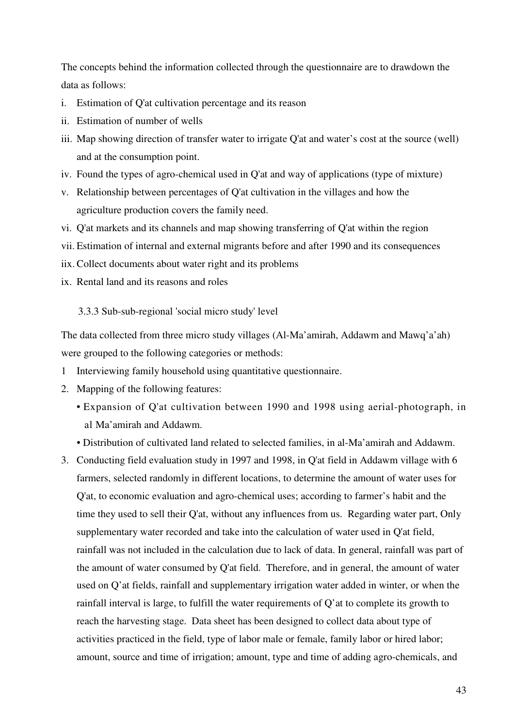The concepts behind the information collected through the questionnaire are to drawdown the data as follows:

i. Estimation of Q'at cultivation percentage and its reason
ii. Estimation of number of wells
iii. Map showing direction of transfer water to irrigate Q'at and water's cost at the source (well) and at the consumption point.
iv. Found the types of agro-chemical used in Q'at and way of applications (type of mixture)
v. Relationship between percentages of Q'at cultivation in the villages and how the agriculture production covers the family need.
vi. Q'at markets and its channels and map showing transferring of Q'at within the region
vii. Estimation of internal and external migrants before and after 1990 and its consequences
iix. Collect documents about water right and its problems
ix. Rental land and its reasons and roles

### 3.3.3 Sub-sub-regional 'social micro study' level

The data collected from three micro study villages (Al-Ma'amirah, Addawm and Mawq'a'ah) were grouped to the following categories or methods:

1 Interviewing family household using quantitative questionnaire.
2. Mapping of the following features:
   - Expansion of Q'at cultivation between 1990 and 1998 using aerial-photograph, in al Ma'amirah and Addawm.
   - Distribution of cultivated land related to selected families, in al-Ma'amirah and Addawm.
3. Conducting field evaluation study in 1997 and 1998, in Q'at field in Addawm village with 6 farmers, selected randomly in different locations, to determine the amount of water uses for Q'at, to economic evaluation and agro-chemical uses; according to farmer's habit and the time they used to sell their Q'at, without any influences from us. Regarding water part, Only supplementary water recorded and take into the calculation of water used in Q'at field, rainfall was not included in the calculation due to lack of data. In general, rainfall was part of the amount of water consumed by Q'at field. Therefore, and in general, the amount of water used on Q'at fields, rainfall and supplementary irrigation water added in winter, or when the rainfall interval is large, to fulfill the water requirements of Q'at to complete its growth to reach the harvesting stage. Data sheet has been designed to collect data about type of activities practiced in the field, type of labor male or female, family labor or hired labor; amount, source and time of irrigation; amount, type and time of adding agro-chemicals, and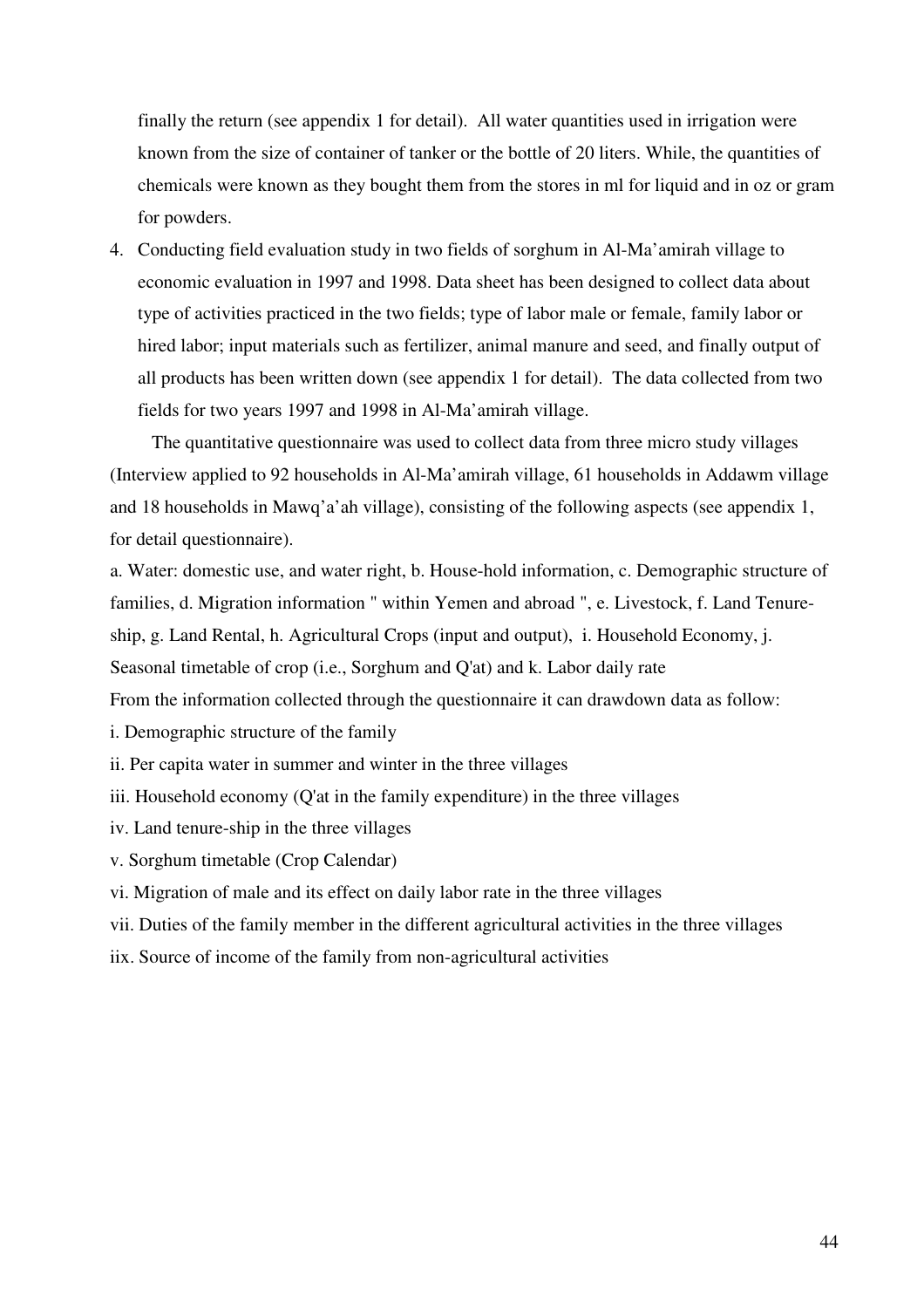finally the return (see appendix 1 for detail). All water quantities used in irrigation were known from the size of container of tanker or the bottle of 20 liters. While, the quantities of chemicals were known as they bought them from the stores in ml for liquid and in oz or gram for powders.

4. Conducting field evaluation study in two fields of sorghum in Al-Ma'amirah village to economic evaluation in 1997 and 1998. Data sheet has been designed to collect data about type of activities practiced in the two fields; type of labor male or female, family labor or hired labor; input materials such as fertilizer, animal manure and seed, and finally output of all products has been written down (see appendix 1 for detail). The data collected from two fields for two years 1997 and 1998 in Al-Ma'amirah village.

The quantitative questionnaire was used to collect data from three micro study villages (Interview applied to 92 households in Al-Ma'amirah village, 61 households in Addawm village and 18 households in Mawq'a'ah village), consisting of the following aspects (see appendix 1, for detail questionnaire).

a. Water: domestic use, and water right, b. House-hold information, c. Demographic structure of families, d. Migration information " within Yemen and abroad ", e. Livestock, f. Land Tenure-ship, g. Land Rental, h. Agricultural Crops (input and output), i. Household Economy, j. Seasonal timetable of crop (i.e., Sorghum and Q'at) and k. Labor daily rate

From the information collected through the questionnaire it can drawdown data as follow:

i. Demographic structure of the family

ii. Per capita water in summer and winter in the three villages

iii. Household economy (Q'at in the family expenditure) in the three villages

iv. Land tenure-ship in the three villages

v. Sorghum timetable (Crop Calendar)

vi. Migration of male and its effect on daily labor rate in the three villages

vii. Duties of the family member in the different agricultural activities in the three villages

iix. Source of income of the family from non-agricultural activities